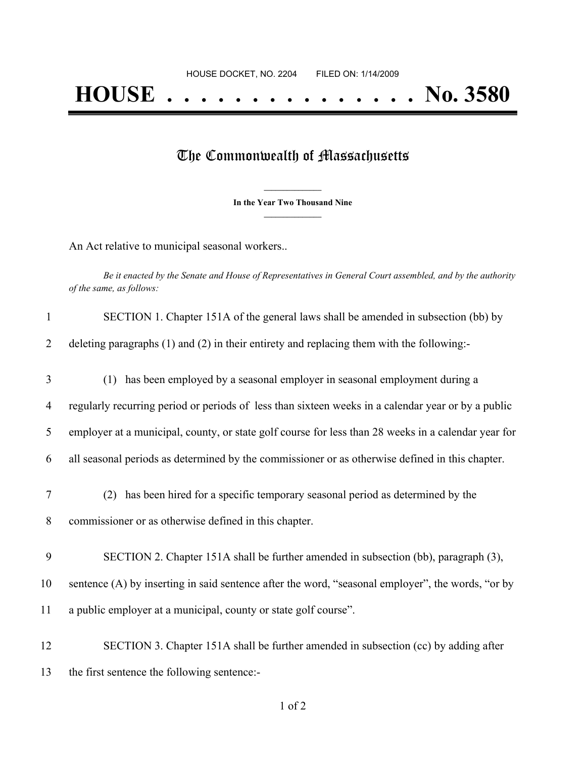HOUSE DOCKET, NO. 2204        FILED ON: 1/14/2009

# HOUSE . . . . . . . . . . . . . . . No. 3580

## The Commonwealth of Massachusetts

**In the Year Two Thousand Nine**

An Act relative to municipal seasonal workers..

*Be it enacted by the Senate and House of Representatives in General Court assembled, and by the authority of the same, as follows:*

1 SECTION 1. Chapter 151A of the general laws shall be amended in subsection (bb) by
2 deleting paragraphs (1) and (2) in their entirety and replacing them with the following:-

3 (1) has been employed by a seasonal employer in seasonal employment during a
4 regularly recurring period or periods of less than sixteen weeks in a calendar year or by a public
5 employer at a municipal, county, or state golf course for less than 28 weeks in a calendar year for
6 all seasonal periods as determined by the commissioner or as otherwise defined in this chapter.

7 (2) has been hired for a specific temporary seasonal period as determined by the
8 commissioner or as otherwise defined in this chapter.

9 SECTION 2. Chapter 151A shall be further amended in subsection (bb), paragraph (3),
10 sentence (A) by inserting in said sentence after the word, "seasonal employer", the words, "or by
11 a public employer at a municipal, county or state golf course".

12 SECTION 3. Chapter 151A shall be further amended in subsection (cc) by adding after
13 the first sentence the following sentence:-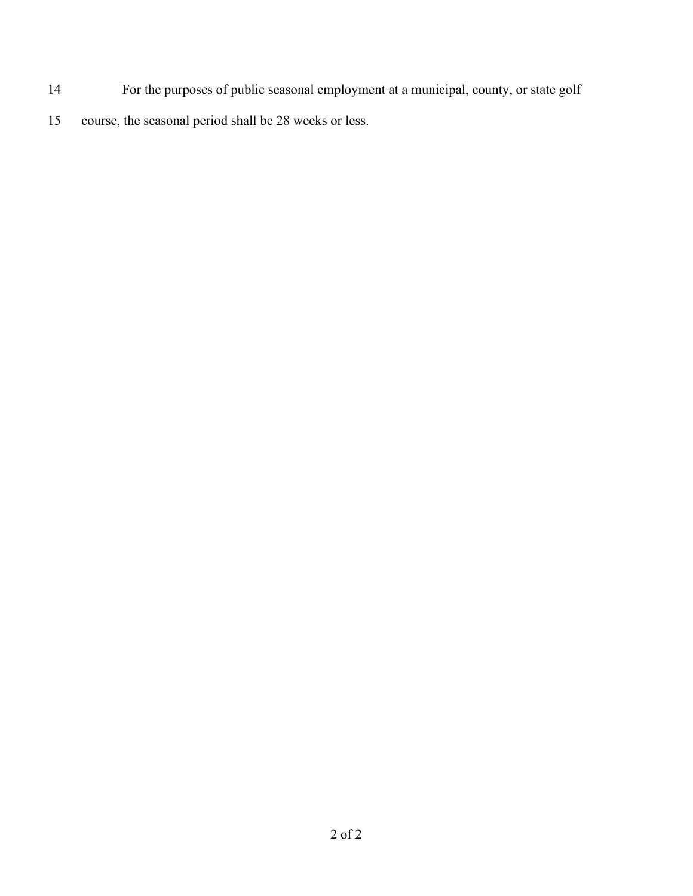For the purposes of public seasonal employment at a municipal, county, or state golf course, the seasonal period shall be 28 weeks or less.